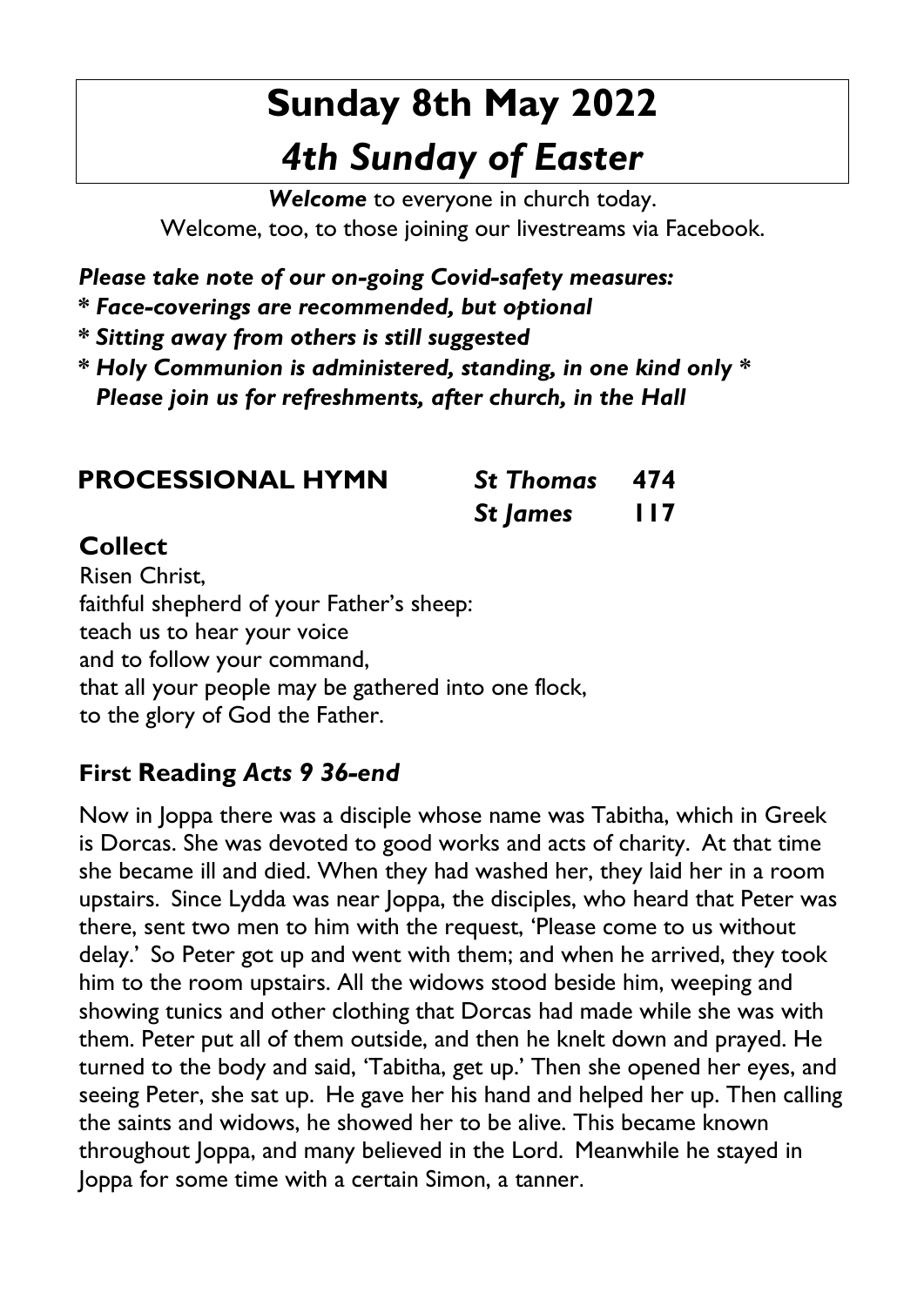# Sunday 8th May 2022

# *4th Sunday of Easter*

***Welcome*** to everyone in church today.
Welcome, too, to those joining our livestreams via Facebook.

***Please take note of our on-going Covid-safety measures:***
***\* Face-coverings are recommended, but optional***
***\* Sitting away from others is still suggested***
***\* Holy Communion is administered, standing, in one kind only \****
***Please join us for refreshments, after church, in the Hall***

| **PROCESSIONAL HYMN** | ***St Thomas*** | **474** |
|---|---|---|
| | ***St James*** | **117** |

## Collect

Risen Christ,
faithful shepherd of your Father's sheep:
teach us to hear your voice
and to follow your command,
that all your people may be gathered into one flock,
to the glory of God the Father.

## First Reading *Acts 9 36-end*

Now in Joppa there was a disciple whose name was Tabitha, which in Greek is Dorcas. She was devoted to good works and acts of charity. At that time she became ill and died. When they had washed her, they laid her in a room upstairs. Since Lydda was near Joppa, the disciples, who heard that Peter was there, sent two men to him with the request, 'Please come to us without delay.' So Peter got up and went with them; and when he arrived, they took him to the room upstairs. All the widows stood beside him, weeping and showing tunics and other clothing that Dorcas had made while she was with them. Peter put all of them outside, and then he knelt down and prayed. He turned to the body and said, 'Tabitha, get up.' Then she opened her eyes, and seeing Peter, she sat up. He gave her his hand and helped her up. Then calling the saints and widows, he showed her to be alive. This became known throughout Joppa, and many believed in the Lord. Meanwhile he stayed in Joppa for some time with a certain Simon, a tanner.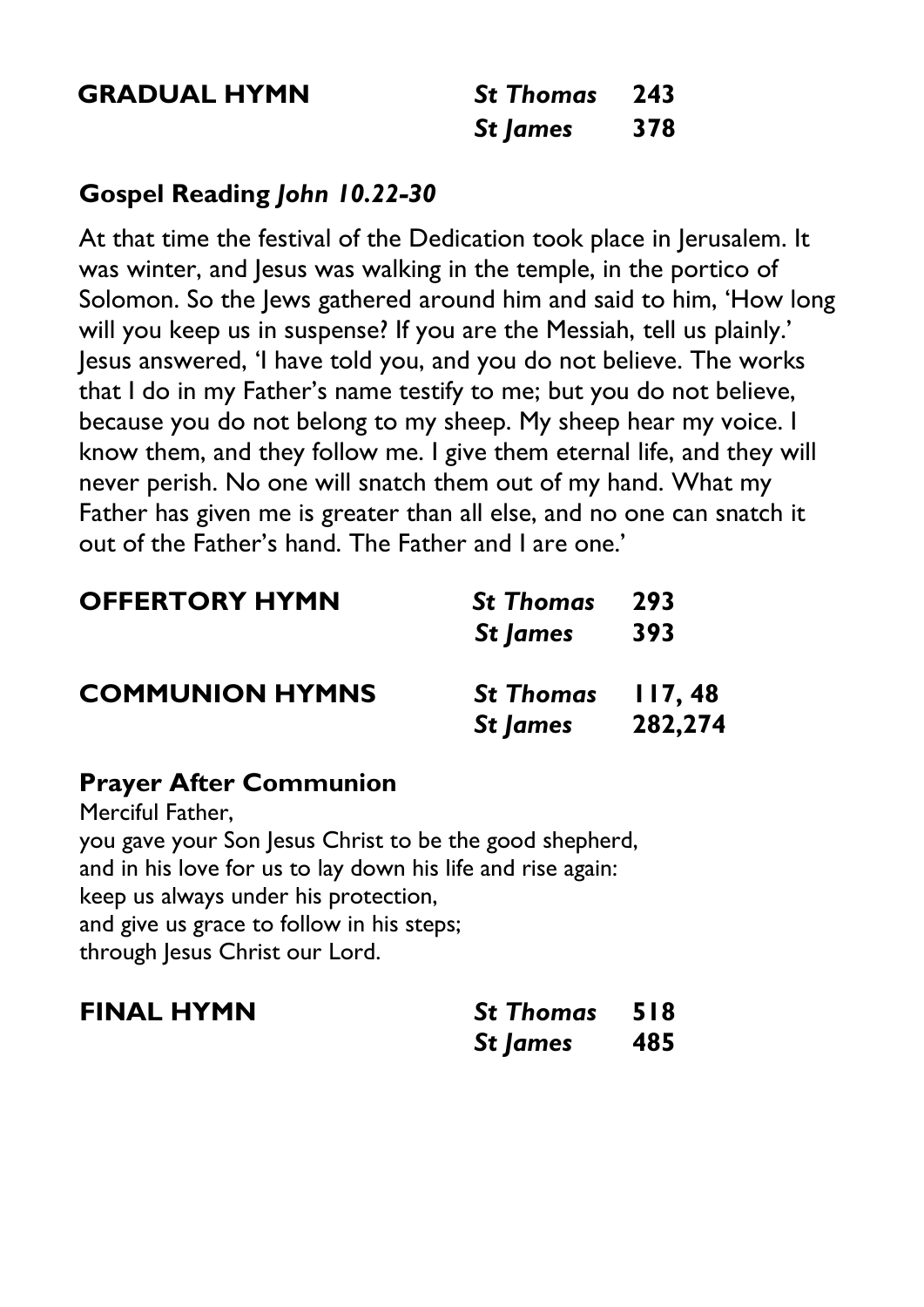| **GRADUAL HYMN** | ***St Thomas*** | **243** |
|---|---|---|
| | ***St James*** | **378** |

**Gospel Reading** ***John 10.22-30***

At that time the festival of the Dedication took place in Jerusalem. It was winter, and Jesus was walking in the temple, in the portico of Solomon. So the Jews gathered around him and said to him, 'How long will you keep us in suspense? If you are the Messiah, tell us plainly.' Jesus answered, 'I have told you, and you do not believe. The works that I do in my Father's name testify to me; but you do not believe, because you do not belong to my sheep. My sheep hear my voice. I know them, and they follow me. I give them eternal life, and they will never perish. No one will snatch them out of my hand. What my Father has given me is greater than all else, and no one can snatch it out of the Father's hand. The Father and I are one.'

| **OFFERTORY HYMN** | ***St Thomas*** | **293** |
|---|---|---|
| | ***St James*** | **393** |
| **COMMUNION HYMNS** | ***St Thomas*** | **117, 48** |
| | ***St James*** | **282,274** |

**Prayer After Communion**

Merciful Father,
you gave your Son Jesus Christ to be the good shepherd,
and in his love for us to lay down his life and rise again:
keep us always under his protection,
and give us grace to follow in his steps;
through Jesus Christ our Lord.

| **FINAL HYMN** | ***St Thomas*** | **518** |
|---|---|---|
| | ***St James*** | **485** |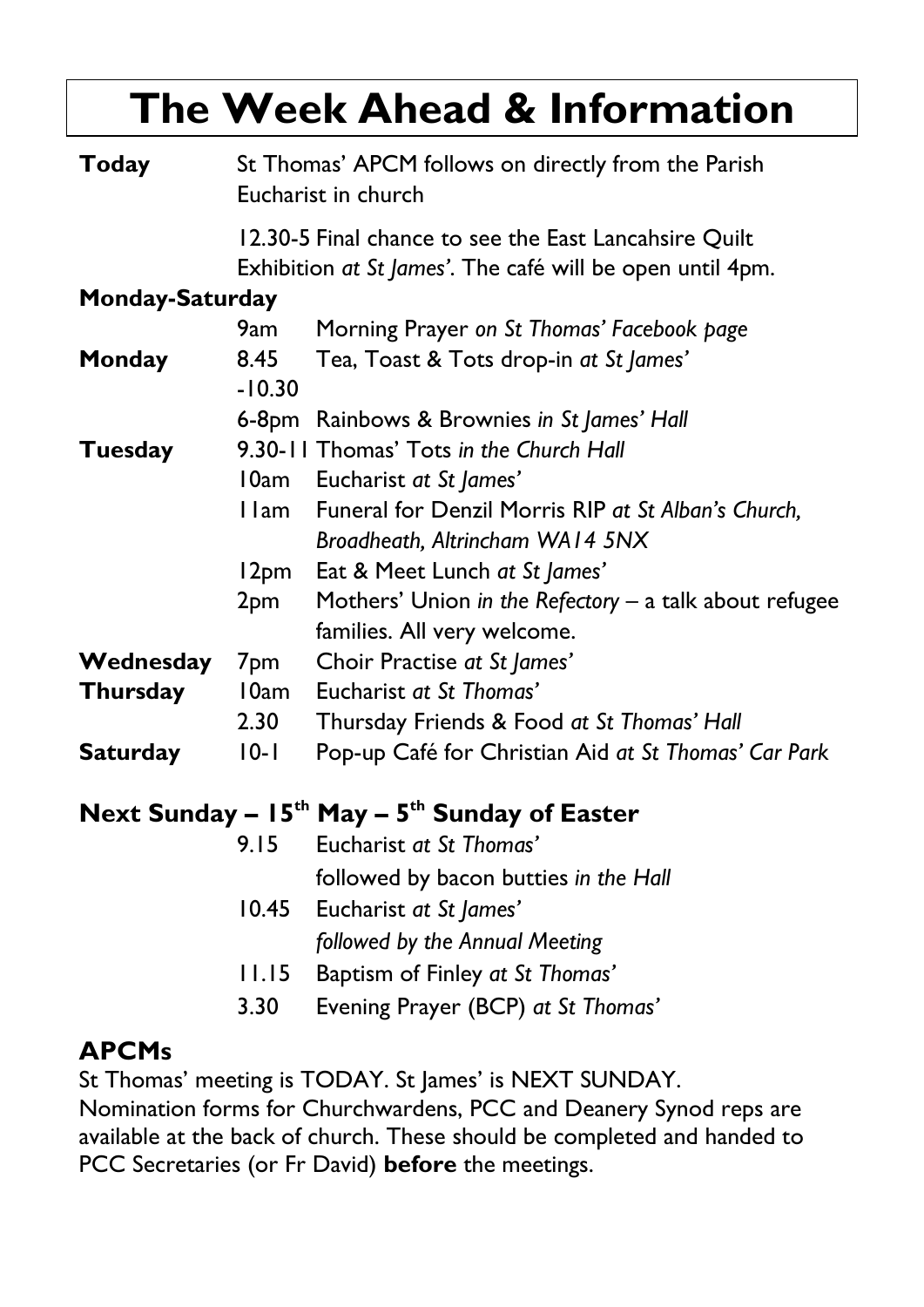# The Week Ahead & Information

| | | |
|---|---|---|
| **Today** | St Thomas' APCM follows on directly from the Parish Eucharist in church | |
| | 12.30-5 Final chance to see the East Lancahsire Quilt Exhibition *at St James'*. The café will be open until 4pm. | |
| **Monday-Saturday** | | |
| | 9am | Morning Prayer *on St Thomas' Facebook page* |
| **Monday** | 8.45 -10.30 | Tea, Toast & Tots drop-in *at St James'* |
| | 6-8pm | Rainbows & Brownies *in St James' Hall* |
| **Tuesday** | 9.30-11 | Thomas' Tots *in the Church Hall* |
| | 10am | Eucharist *at St James'* |
| | 11am | Funeral for Denzil Morris RIP *at St Alban's Church, Broadheath, Altrincham WA14 5NX* |
| | 12pm | Eat & Meet Lunch *at St James'* |
| | 2pm | Mothers' Union *in the Refectory* – a talk about refugee families. All very welcome. |
| **Wednesday** | 7pm | Choir Practise *at St James'* |
| **Thursday** | 10am | Eucharist *at St Thomas'* |
| | 2.30 | Thursday Friends & Food *at St Thomas' Hall* |
| **Saturday** | 10-1 | Pop-up Café for Christian Aid *at St Thomas' Car Park* |

## Next Sunday – 15th May – 5th Sunday of Easter

| | |
|---|---|
| 9.15 | Eucharist *at St Thomas'* |
| | followed by bacon butties *in the Hall* |
| 10.45 | Eucharist *at St James'* |
| | *followed by the Annual Meeting* |
| 11.15 | Baptism of Finley *at St Thomas'* |
| 3.30 | Evening Prayer (BCP) *at St Thomas'* |

## APCMs

St Thomas' meeting is TODAY. St James' is NEXT SUNDAY.
Nomination forms for Churchwardens, PCC and Deanery Synod reps are available at the back of church. These should be completed and handed to PCC Secretaries (or Fr David) **before** the meetings.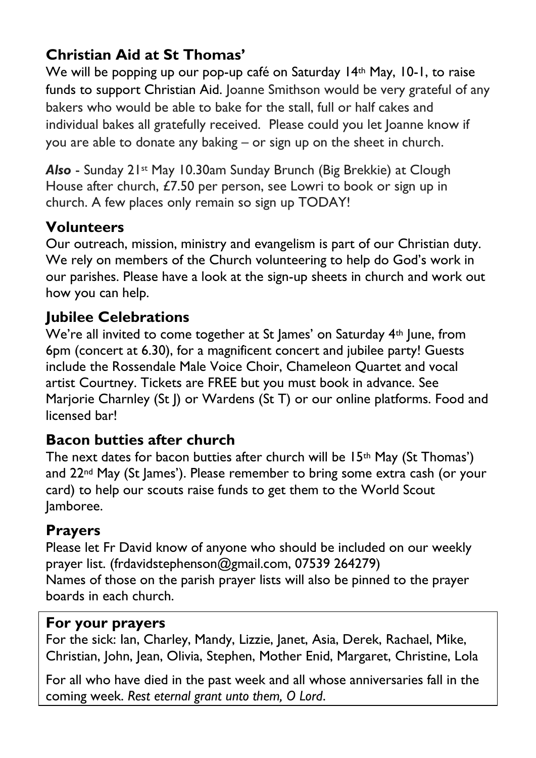## Christian Aid at St Thomas'

We will be popping up our pop-up café on Saturday 14th May, 10-1, to raise funds to support Christian Aid. Joanne Smithson would be very grateful of any bakers who would be able to bake for the stall, full or half cakes and individual bakes all gratefully received. Please could you let Joanne know if you are able to donate any baking – or sign up on the sheet in church.

***Also*** - Sunday 21st May 10.30am Sunday Brunch (Big Brekkie) at Clough House after church, £7.50 per person, see Lowri to book or sign up in church. A few places only remain so sign up TODAY!

## Volunteers

Our outreach, mission, ministry and evangelism is part of our Christian duty. We rely on members of the Church volunteering to help do God's work in our parishes. Please have a look at the sign-up sheets in church and work out how you can help.

## Jubilee Celebrations

We're all invited to come together at St James' on Saturday 4th June, from 6pm (concert at 6.30), for a magnificent concert and jubilee party! Guests include the Rossendale Male Voice Choir, Chameleon Quartet and vocal artist Courtney. Tickets are FREE but you must book in advance. See Marjorie Charnley (St J) or Wardens (St T) or our online platforms. Food and licensed bar!

## Bacon butties after church

The next dates for bacon butties after church will be 15th May (St Thomas') and 22nd May (St James'). Please remember to bring some extra cash (or your card) to help our scouts raise funds to get them to the World Scout Jamboree.

## Prayers

Please let Fr David know of anyone who should be included on our weekly prayer list. (frdavidstephenson@gmail.com, 07539 264279)
Names of those on the parish prayer lists will also be pinned to the prayer boards in each church.

## For your prayers

For the sick: Ian, Charley, Mandy, Lizzie, Janet, Asia, Derek, Rachael, Mike, Christian, John, Jean, Olivia, Stephen, Mother Enid, Margaret, Christine, Lola

For all who have died in the past week and all whose anniversaries fall in the coming week. *Rest eternal grant unto them, O Lord*.